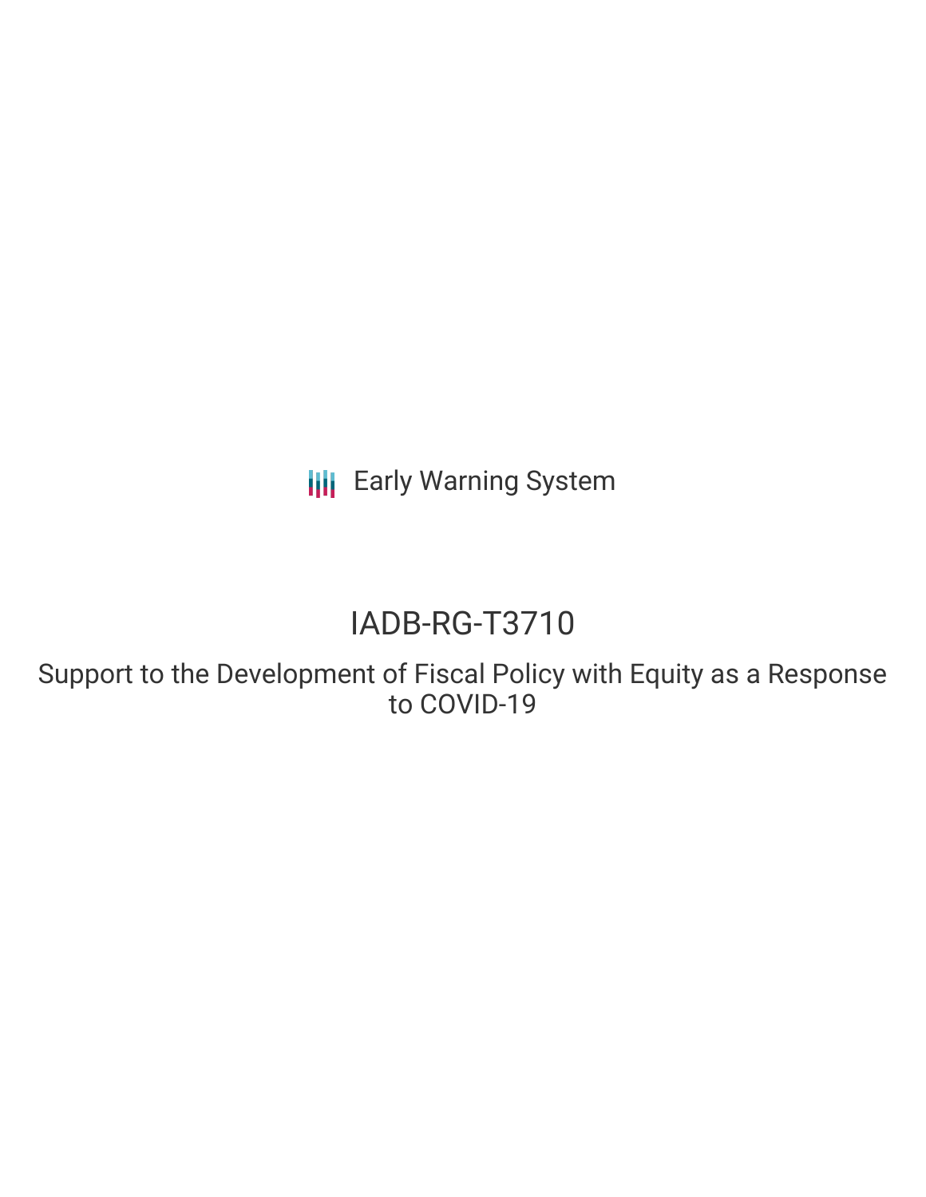Early Warning System

# IADB-RG-T3710

## Support to the Development of Fiscal Policy with Equity as a Response to COVID-19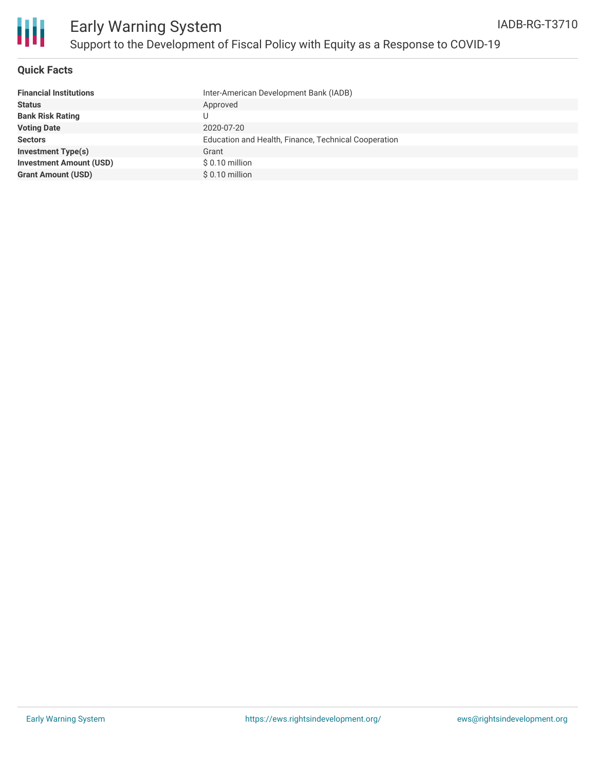# Early Warning System

## Support to the Development of Fiscal Policy with Equity as a Response to COVID-19

IADB-RG-T3710

### Quick Facts

| | |
|---|---|
| **Financial Institutions** | Inter-American Development Bank (IADB) |
| **Status** | Approved |
| **Bank Risk Rating** | U |
| **Voting Date** | 2020-07-20 |
| **Sectors** | Education and Health, Finance, Technical Cooperation |
| **Investment Type(s)** | Grant |
| **Investment Amount (USD)** | $ 0.10 million |
| **Grant Amount (USD)** | $ 0.10 million |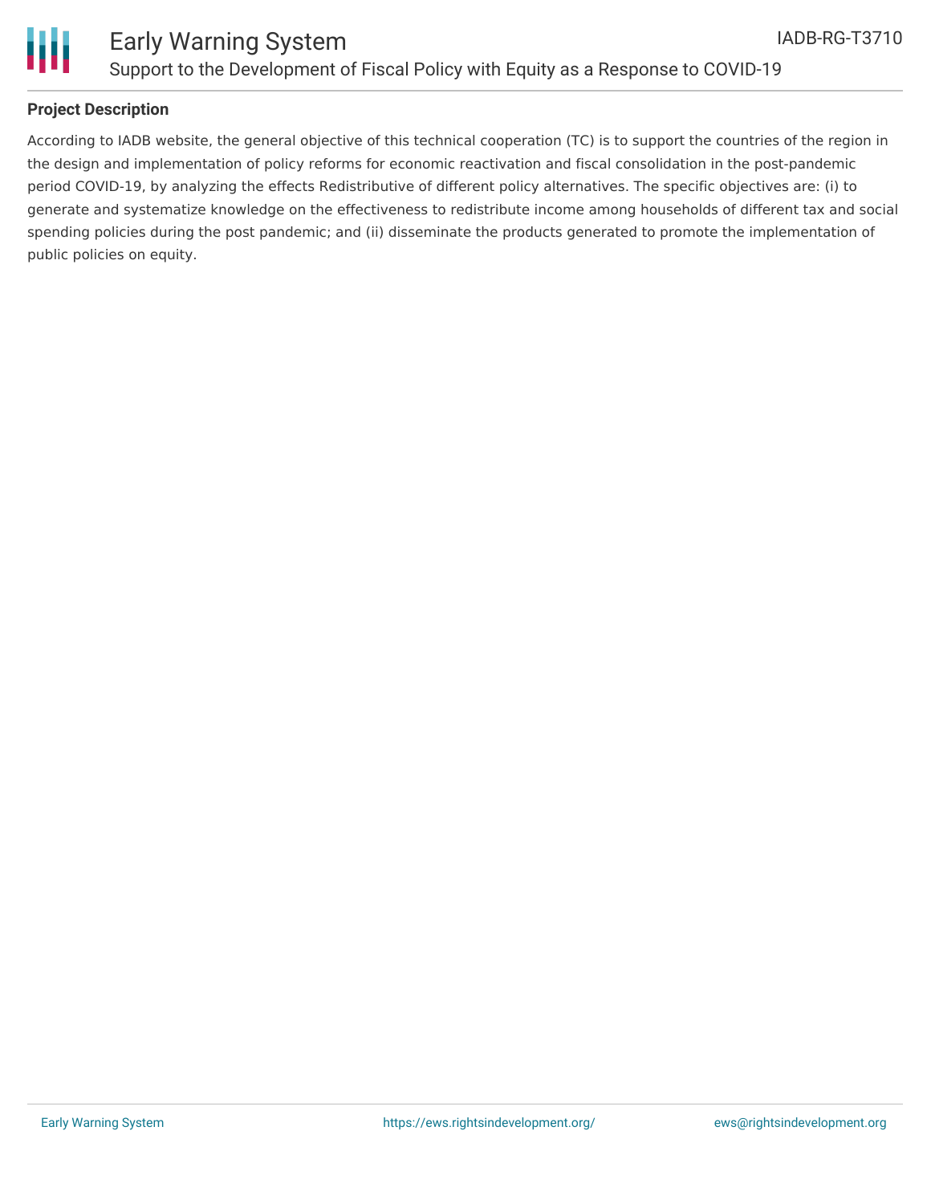**Project Description**

According to IADB website, the general objective of this technical cooperation (TC) is to support the countries of the region in the design and implementation of policy reforms for economic reactivation and fiscal consolidation in the post-pandemic period COVID-19, by analyzing the effects Redistributive of different policy alternatives. The specific objectives are: (i) to generate and systematize knowledge on the effectiveness to redistribute income among households of different tax and social spending policies during the post pandemic; and (ii) disseminate the products generated to promote the implementation of public policies on equity.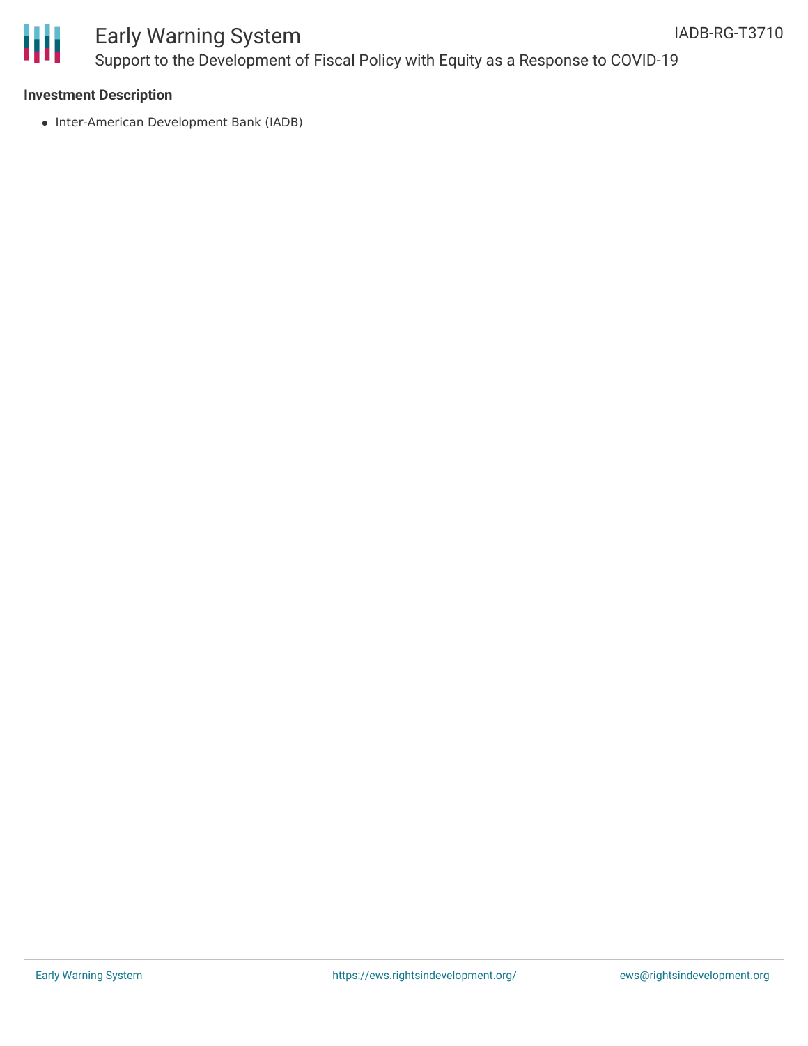### Investment Description

- Inter-American Development Bank (IADB)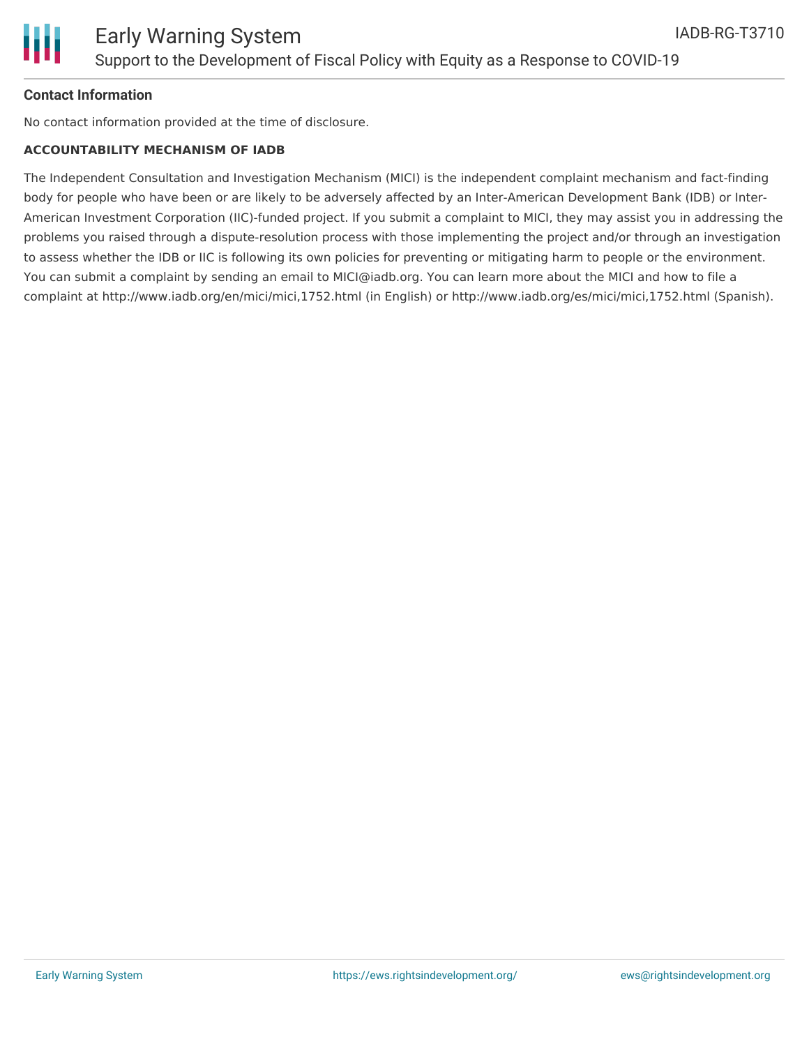**Contact Information**

No contact information provided at the time of disclosure.

**ACCOUNTABILITY MECHANISM OF IADB**

The Independent Consultation and Investigation Mechanism (MICI) is the independent complaint mechanism and fact-finding body for people who have been or are likely to be adversely affected by an Inter-American Development Bank (IDB) or Inter-American Investment Corporation (IIC)-funded project. If you submit a complaint to MICI, they may assist you in addressing the problems you raised through a dispute-resolution process with those implementing the project and/or through an investigation to assess whether the IDB or IIC is following its own policies for preventing or mitigating harm to people or the environment. You can submit a complaint by sending an email to MICI@iadb.org. You can learn more about the MICI and how to file a complaint at http://www.iadb.org/en/mici/mici,1752.html (in English) or http://www.iadb.org/es/mici/mici,1752.html (Spanish).